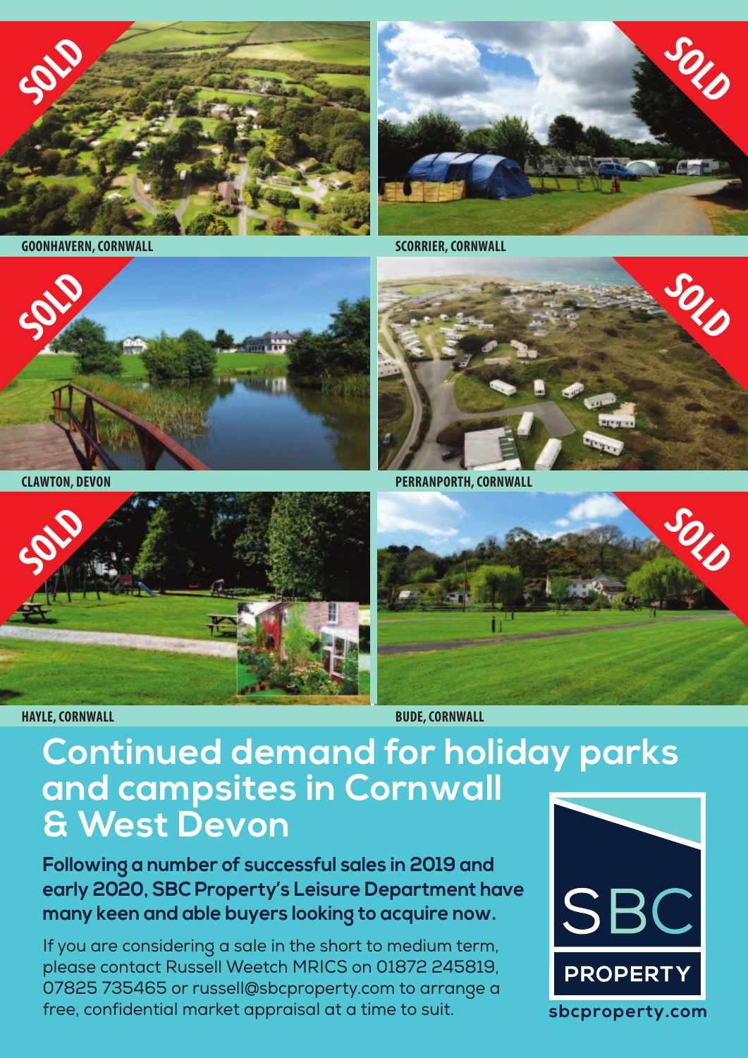GOONHAVERN, CORNWALL

SCORRIER, CORNWALL

CLAWTON, DEVON

PERRANPORTH, CORNWALL

HAYLE, CORNWALL

BUDE, CORNWALL

# Continued demand for holiday parks and campsites in Cornwall & West Devon

**Following a number of successful sales in 2019 and early 2020, SBC Property's Leisure Department have many keen and able buyers looking to acquire now.**

If you are considering a sale in the short to medium term, please contact Russell Weetch MRICS on 01872 245819, 07825 735465 or russell@sbcproperty.com to arrange a free, confidential market appraisal at a time to suit.

SBC PROPERTY

sbcproperty.com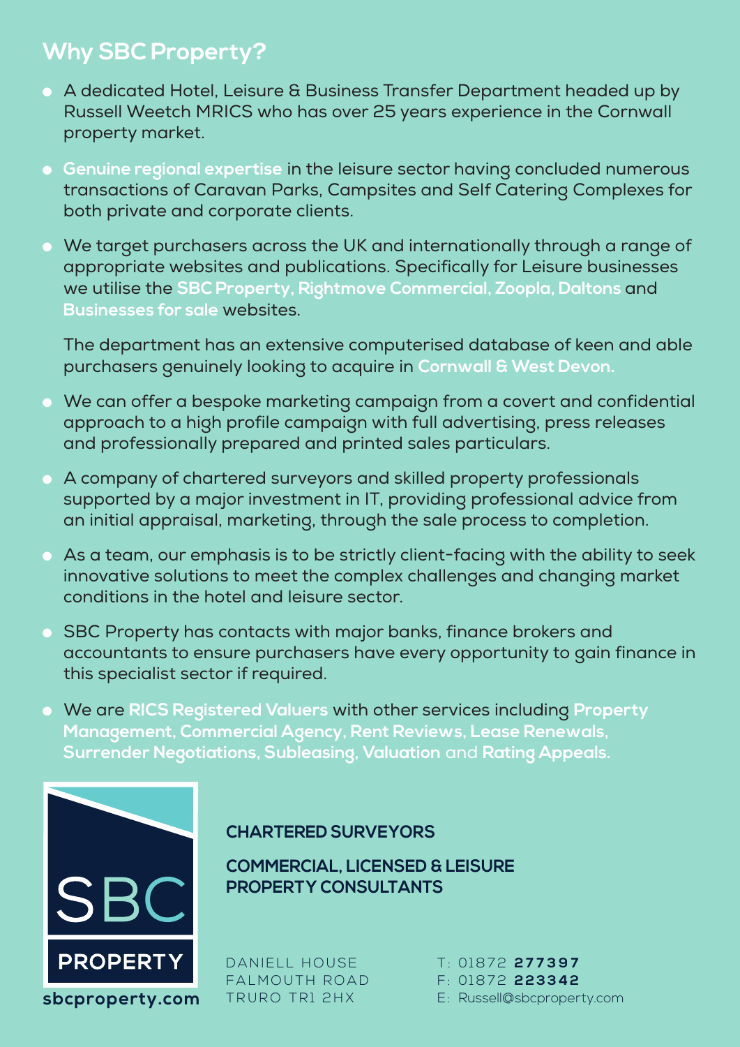## Why SBC Property?

- A dedicated Hotel, Leisure & Business Transfer Department headed up by Russell Weetch MRICS who has over 25 years experience in the Cornwall property market.
- **Genuine regional expertise** in the leisure sector having concluded numerous transactions of Caravan Parks, Campsites and Self Catering Complexes for both private and corporate clients.
- We target purchasers across the UK and internationally through a range of appropriate websites and publications. Specifically for Leisure businesses we utilise the **SBC Property, Rightmove Commercial, Zoopla, Daltons** and **Businesses for sale** websites.

  The department has an extensive computerised database of keen and able purchasers genuinely looking to acquire in **Cornwall & West Devon.**
- We can offer a bespoke marketing campaign from a covert and confidential approach to a high profile campaign with full advertising, press releases and professionally prepared and printed sales particulars.
- A company of chartered surveyors and skilled property professionals supported by a major investment in IT, providing professional advice from an initial appraisal, marketing, through the sale process to completion.
- As a team, our emphasis is to be strictly client-facing with the ability to seek innovative solutions to meet the complex challenges and changing market conditions in the hotel and leisure sector.
- SBC Property has contacts with major banks, finance brokers and accountants to ensure purchasers have every opportunity to gain finance in this specialist sector if required.
- We are **RICS Registered Valuers** with other services including **Property Management, Commercial Agency, Rent Reviews, Lease Renewals, Surrender Negotiations, Subleasing, Valuation** and **Rating Appeals.**

SBC PROPERTY

sbcproperty.com

**CHARTERED SURVEYORS**

**COMMERCIAL, LICENSED & LEISURE PROPERTY CONSULTANTS**

DANIELL HOUSE
FALMOUTH ROAD
TRURO TR1 2HX

T: 01872 **277397**
F: 01872 **223342**
E: Russell@sbcproperty.com